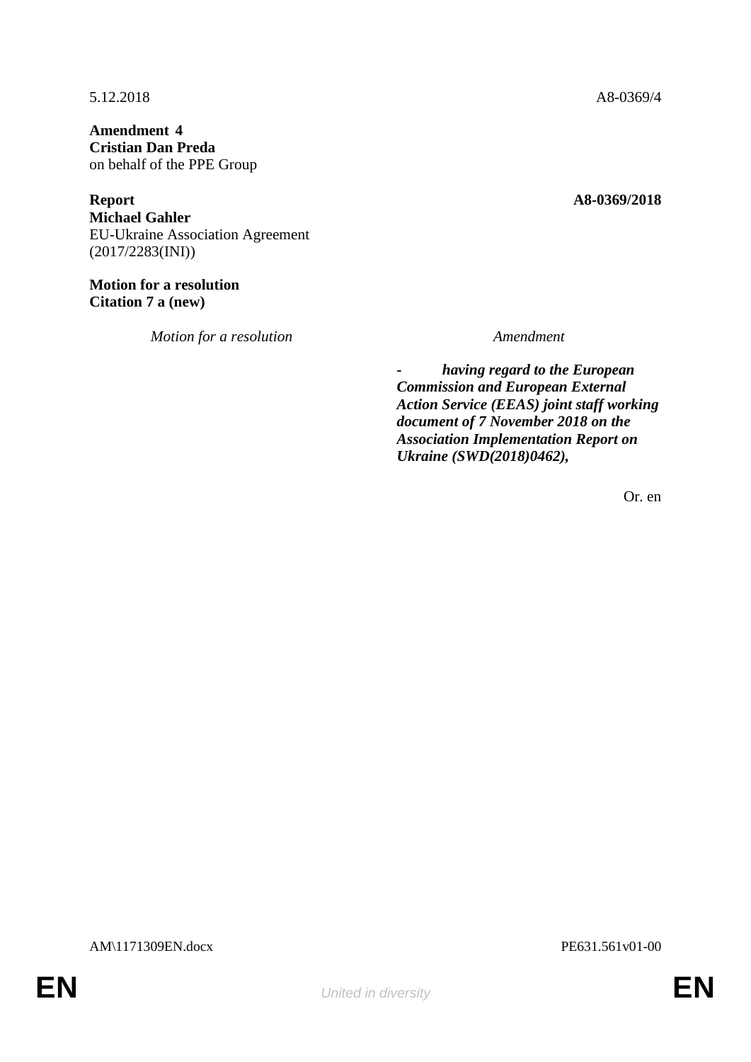5.12.2018 A8-0369/4

**Amendment 4**
**Cristian Dan Preda**
on behalf of the PPE Group

**Report** **A8-0369/2018**
**Michael Gahler**
EU-Ukraine Association Agreement
(2017/2283(INI))

**Motion for a resolution**
**Citation 7 a (new)**

| *Motion for a resolution* | *Amendment* |
|---|---|
| | ***- having regard to the European Commission and European External Action Service (EEAS) joint staff working document of 7 November 2018 on the Association Implementation Report on Ukraine (SWD(2018)0462),*** |

Or. en

AM\1171309EN.docx PE631.561v01-00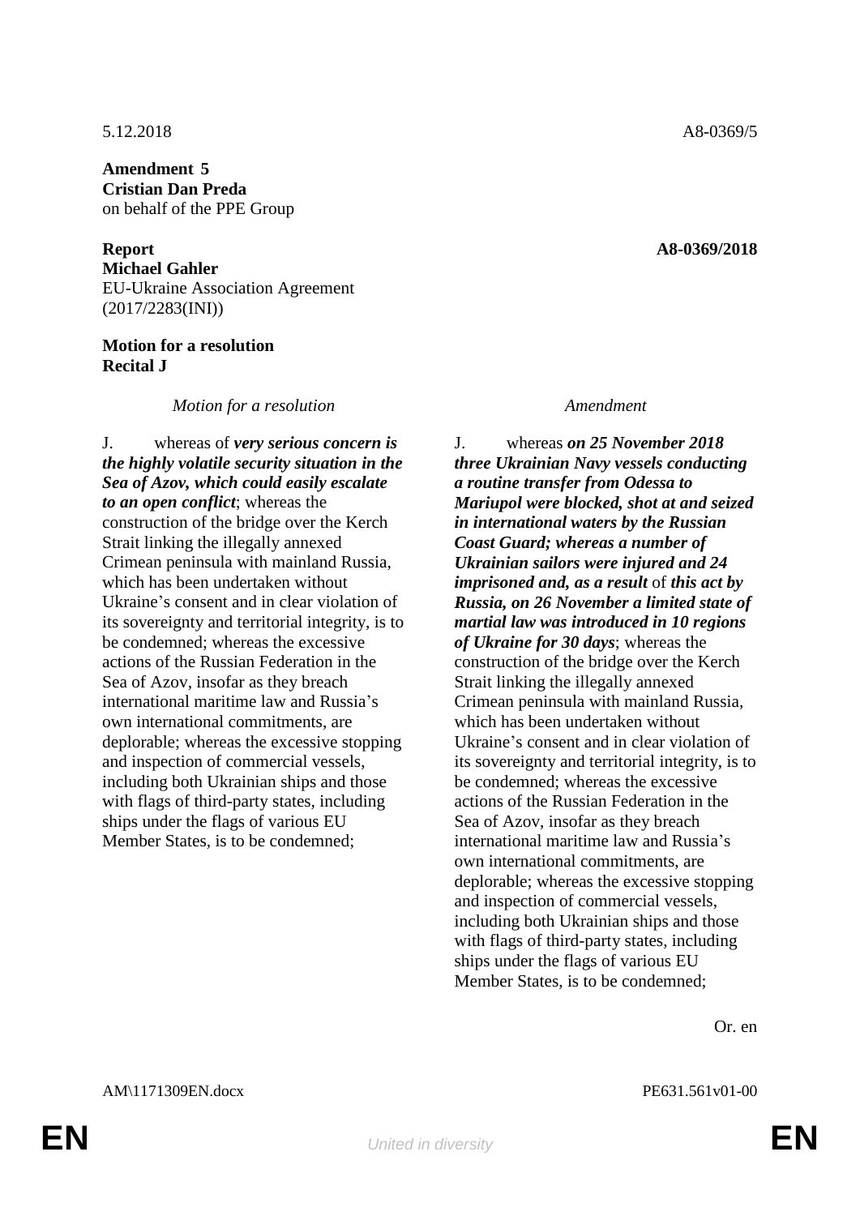5.12.2018 A8-0369/5

**Amendment 5**
**Cristian Dan Preda**
on behalf of the PPE Group

**Report** **A8-0369/2018**
**Michael Gahler**
EU-Ukraine Association Agreement
(2017/2283(INI))

**Motion for a resolution**
**Recital J**

| *Motion for a resolution* | *Amendment* |
|---|---|
| J. whereas of ***very serious concern is the highly volatile security situation in the Sea of Azov, which could easily escalate to an open conflict***; whereas the construction of the bridge over the Kerch Strait linking the illegally annexed Crimean peninsula with mainland Russia, which has been undertaken without Ukraine's consent and in clear violation of its sovereignty and territorial integrity, is to be condemned; whereas the excessive actions of the Russian Federation in the Sea of Azov, insofar as they breach international maritime law and Russia's own international commitments, are deplorable; whereas the excessive stopping and inspection of commercial vessels, including both Ukrainian ships and those with flags of third-party states, including ships under the flags of various EU Member States, is to be condemned; | J. whereas ***on 25 November 2018 three Ukrainian Navy vessels conducting a routine transfer from Odessa to Mariupol were blocked, shot at and seized in international waters by the Russian Coast Guard; whereas a number of Ukrainian sailors were injured and 24 imprisoned and, as a result*** of ***this act by Russia, on 26 November a limited state of martial law was introduced in 10 regions of Ukraine for 30 days***; whereas the construction of the bridge over the Kerch Strait linking the illegally annexed Crimean peninsula with mainland Russia, which has been undertaken without Ukraine's consent and in clear violation of its sovereignty and territorial integrity, is to be condemned; whereas the excessive actions of the Russian Federation in the Sea of Azov, insofar as they breach international maritime law and Russia's own international commitments, are deplorable; whereas the excessive stopping and inspection of commercial vessels, including both Ukrainian ships and those with flags of third-party states, including ships under the flags of various EU Member States, is to be condemned; |

Or. en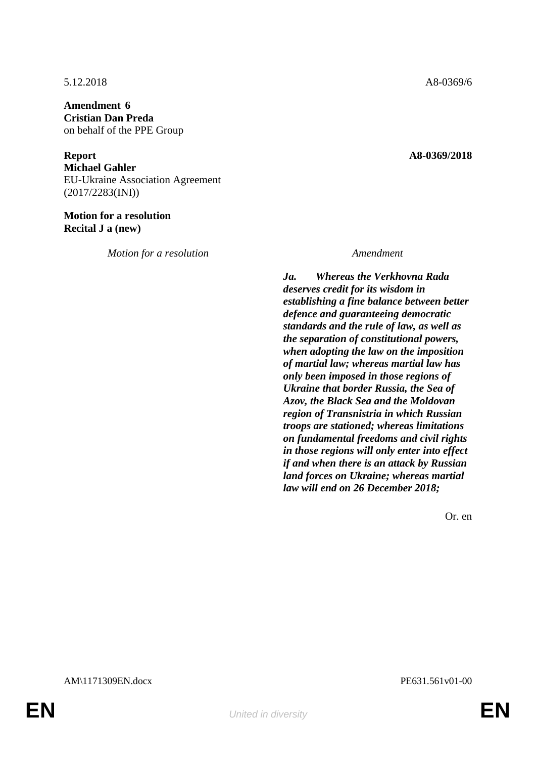5.12.2018 A8-0369/6

**Amendment 6**
**Cristian Dan Preda**
on behalf of the PPE Group

**Report** **A8-0369/2018**
**Michael Gahler**
EU-Ukraine Association Agreement
(2017/2283(INI))

**Motion for a resolution**
**Recital J a (new)**

| *Motion for a resolution* | *Amendment* |
| --- | --- |
| | ***Ja. Whereas the Verkhovna Rada deserves credit for its wisdom in establishing a fine balance between better defence and guaranteeing democratic standards and the rule of law, as well as the separation of constitutional powers, when adopting the law on the imposition of martial law; whereas martial law has only been imposed in those regions of Ukraine that border Russia, the Sea of Azov, the Black Sea and the Moldovan region of Transnistria in which Russian troops are stationed; whereas limitations on fundamental freedoms and civil rights in those regions will only enter into effect if and when there is an attack by Russian land forces on Ukraine; whereas martial law will end on 26 December 2018;*** |

Or. en

AM\1171309EN.docx PE631.561v01-00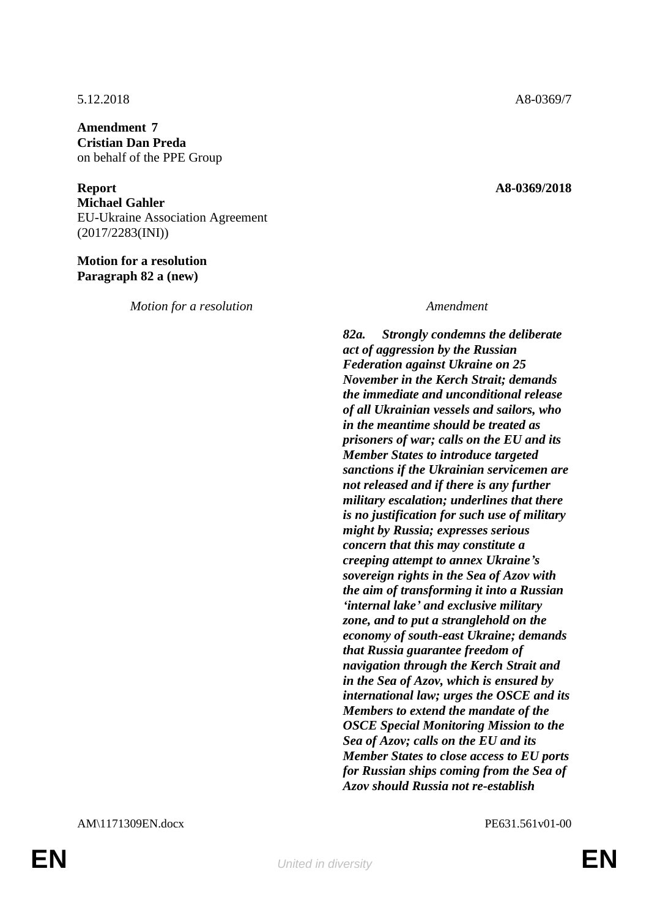5.12.2018 A8-0369/7

**Amendment 7**
**Cristian Dan Preda**
on behalf of the PPE Group

**Report** **A8-0369/2018**
**Michael Gahler**
EU-Ukraine Association Agreement
(2017/2283(INI))

**Motion for a resolution**
**Paragraph 82 a (new)**

| *Motion for a resolution* | *Amendment* |
| --- | --- |
| | ***82a. Strongly condemns the deliberate act of aggression by the Russian Federation against Ukraine on 25 November in the Kerch Strait; demands the immediate and unconditional release of all Ukrainian vessels and sailors, who in the meantime should be treated as prisoners of war; calls on the EU and its Member States to introduce targeted sanctions if the Ukrainian servicemen are not released and if there is any further military escalation; underlines that there is no justification for such use of military might by Russia; expresses serious concern that this may constitute a creeping attempt to annex Ukraine's sovereign rights in the Sea of Azov with the aim of transforming it into a Russian 'internal lake' and exclusive military zone, and to put a stranglehold on the economy of south-east Ukraine; demands that Russia guarantee freedom of navigation through the Kerch Strait and in the Sea of Azov, which is ensured by international law; urges the OSCE and its Members to extend the mandate of the OSCE Special Monitoring Mission to the Sea of Azov; calls on the EU and its Member States to close access to EU ports for Russian ships coming from the Sea of Azov should Russia not re-establish*** |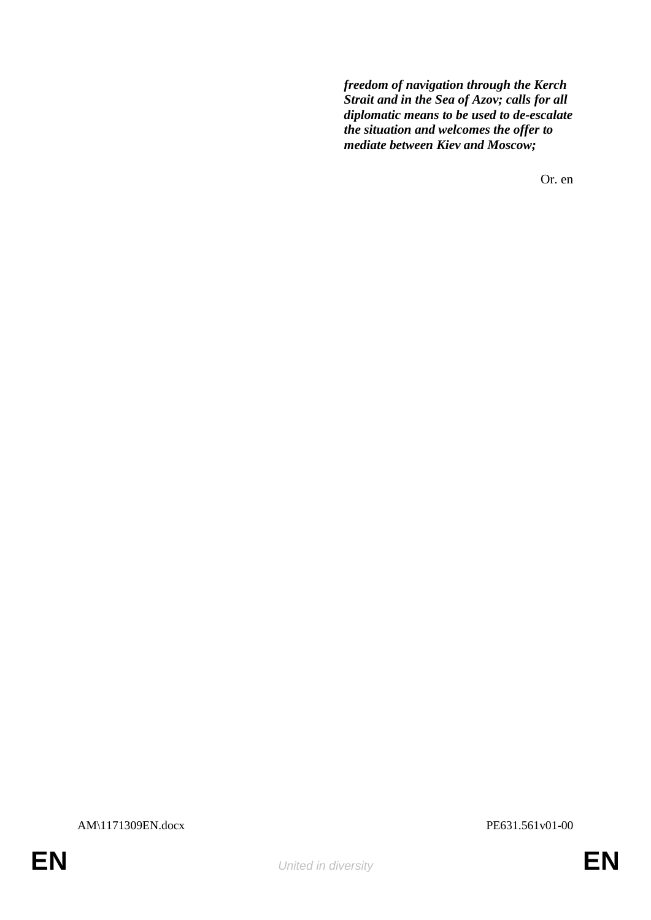***freedom of navigation through the Kerch Strait and in the Sea of Azov; calls for all diplomatic means to be used to de-escalate the situation and welcomes the offer to mediate between Kiev and Moscow;***

Or. en